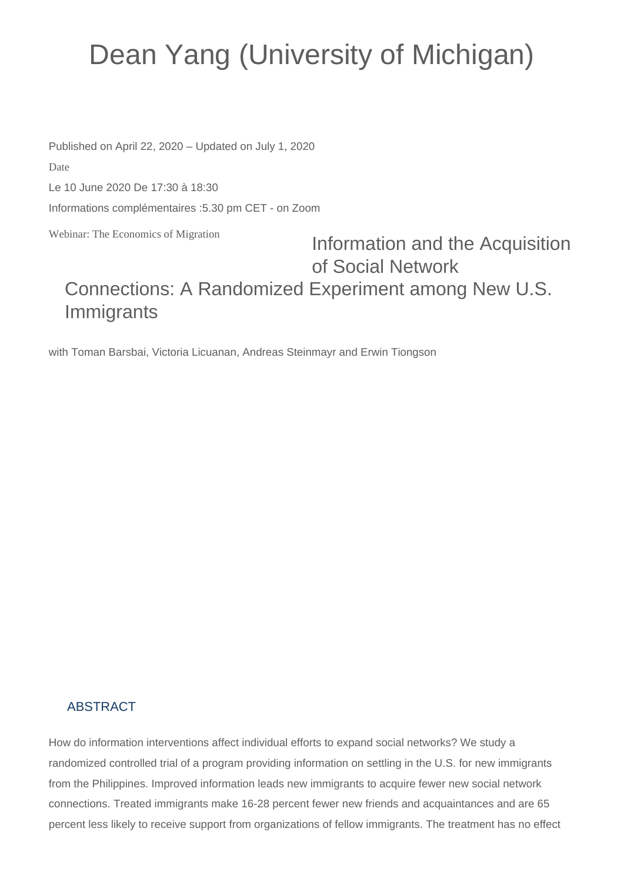# Dean Yang (University of Michigan)

Published on April 22, 2020 – Updated on July 1, 2020

Date

Le 10 June 2020 De 17:30 à 18:30

Informations complémentaires :5.30 pm CET - on Zoom

Webinar: The Economics of Migration

## Information and the Acquisition of Social Network Connections: A Randomized Experiment among New U.S. Immigrants

with Toman Barsbai, Victoria Licuanan, Andreas Steinmayr and Erwin Tiongson

### ABSTRACT

How do information interventions affect individual efforts to expand social networks? We study a randomized controlled trial of a program providing information on settling in the U.S. for new immigrants from the Philippines. Improved information leads new immigrants to acquire fewer new social network connections. Treated immigrants make 16-28 percent fewer new friends and acquaintances and are 65 percent less likely to receive support from organizations of fellow immigrants. The treatment has no effect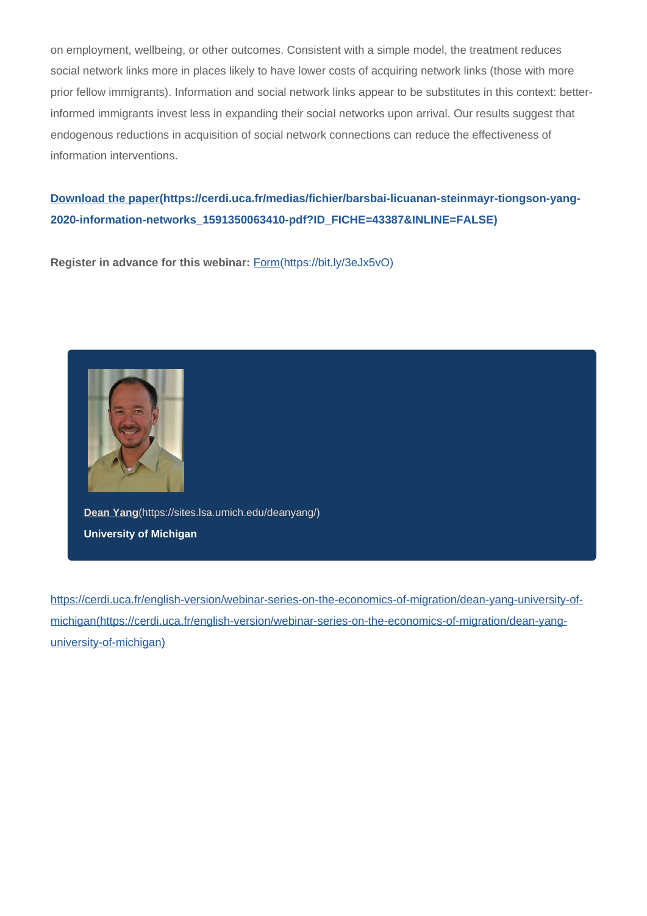on employment, wellbeing, or other outcomes. Consistent with a simple model, the treatment reduces social network links more in places likely to have lower costs of acquiring network links (those with more prior fellow immigrants). Information and social network links appear to be substitutes in this context: better-informed immigrants invest less in expanding their social networks upon arrival. Our results suggest that endogenous reductions in acquisition of social network connections can reduce the effectiveness of information interventions.

**Download the paper(https://cerdi.uca.fr/medias/fichier/barsbai-licuanan-steinmayr-tiongson-yang-2020-information-networks_1591350063410-pdf?ID_FICHE=43387&INLINE=FALSE)**

**Register in advance for this webinar:** Form(https://bit.ly/3eJx5vO)

**Dean Yang**(https://sites.lsa.umich.edu/deanyang/)

**University of Michigan**

https://cerdi.uca.fr/english-version/webinar-series-on-the-economics-of-migration/dean-yang-university-of-michigan(https://cerdi.uca.fr/english-version/webinar-series-on-the-economics-of-migration/dean-yang-university-of-michigan)